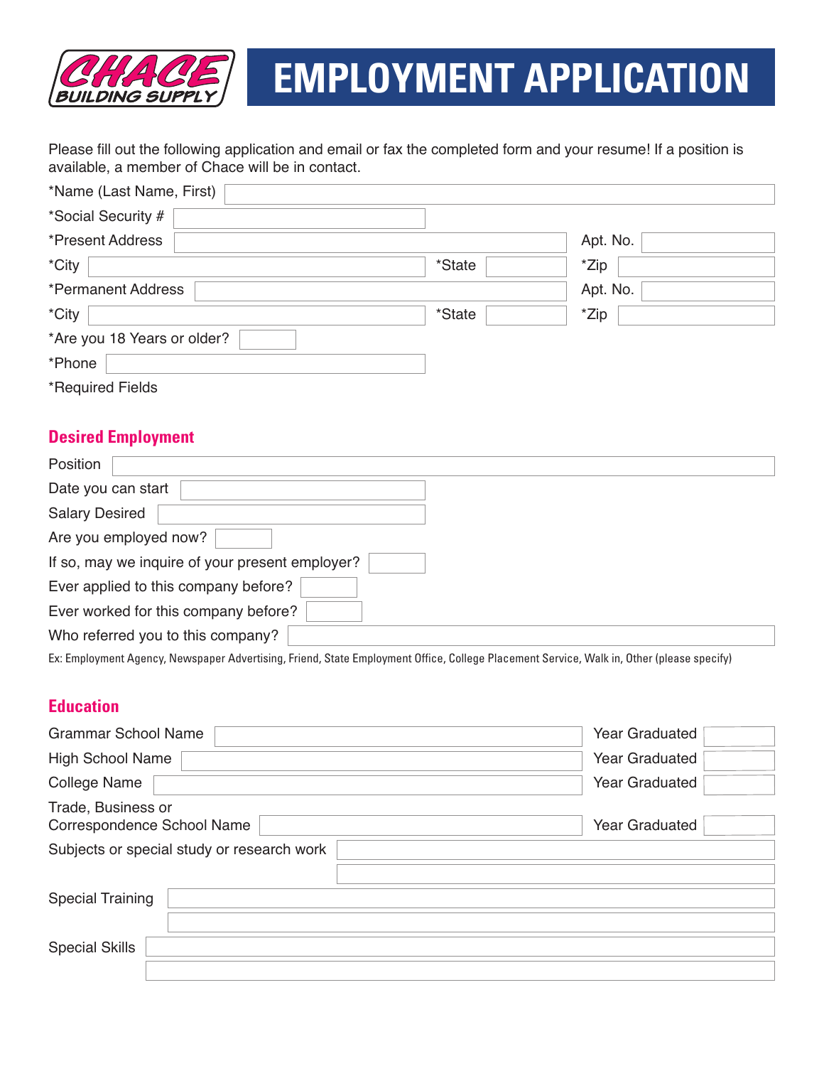CHACE BUILDING SUPPLY

# EMPLOYMENT APPLICATION

Please fill out the following application and email or fax the completed form and your resume! If a position is available, a member of Chace will be in contact.

*Name (Last Name, First)

*Social Security #

*Present Address | Apt. No.

*City | *State | *Zip

*Permanent Address | Apt. No.

*City | *State | *Zip

*Are you 18 Years or older?

*Phone

*Required Fields

## Desired Employment

Position

Date you can start

Salary Desired

Are you employed now?

If so, may we inquire of your present employer?

Ever applied to this company before?

Ever worked for this company before?

Who referred you to this company?

Ex: Employment Agency, Newspaper Advertising, Friend, State Employment Office, College Placement Service, Walk in, Other (please specify)

## Education

Grammar School Name | Year Graduated

High School Name | Year Graduated

College Name | Year Graduated

Trade, Business or Correspondence School Name | Year Graduated

Subjects or special study or research work

Special Training

Special Skills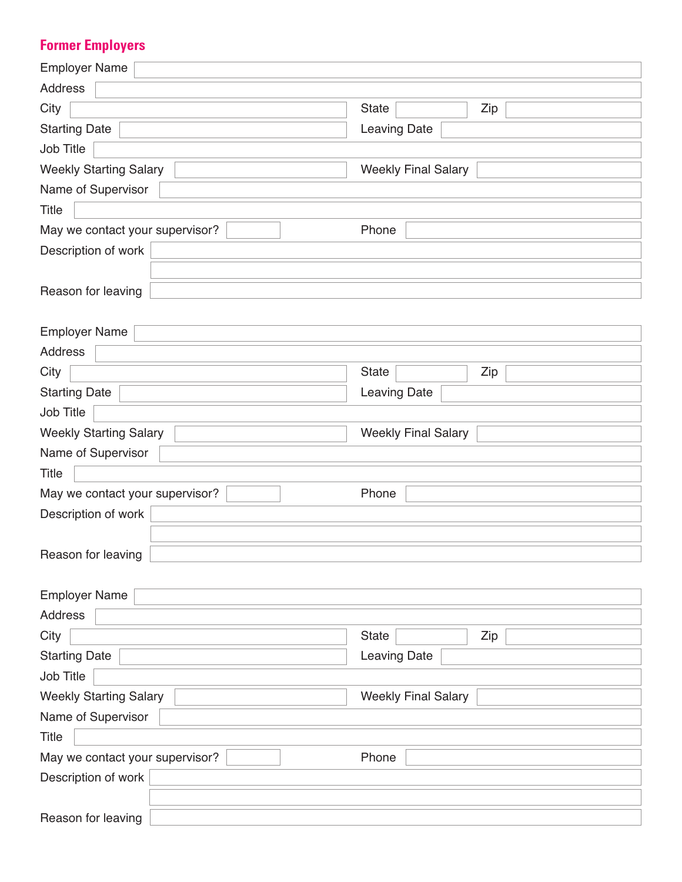## Former Employers

Employer Name

Address

City | State | Zip

Starting Date | Leaving Date

Job Title

Weekly Starting Salary | Weekly Final Salary

Name of Supervisor

Title

May we contact your supervisor? | Phone

Description of work

Reason for leaving

Employer Name

Address

City | State | Zip

Starting Date | Leaving Date

Job Title

Weekly Starting Salary | Weekly Final Salary

Name of Supervisor

Title

May we contact your supervisor? | Phone

Description of work

Reason for leaving

Employer Name

Address

City | State | Zip

Starting Date | Leaving Date

Job Title

Weekly Starting Salary | Weekly Final Salary

Name of Supervisor

Title

May we contact your supervisor? | Phone

Description of work

Reason for leaving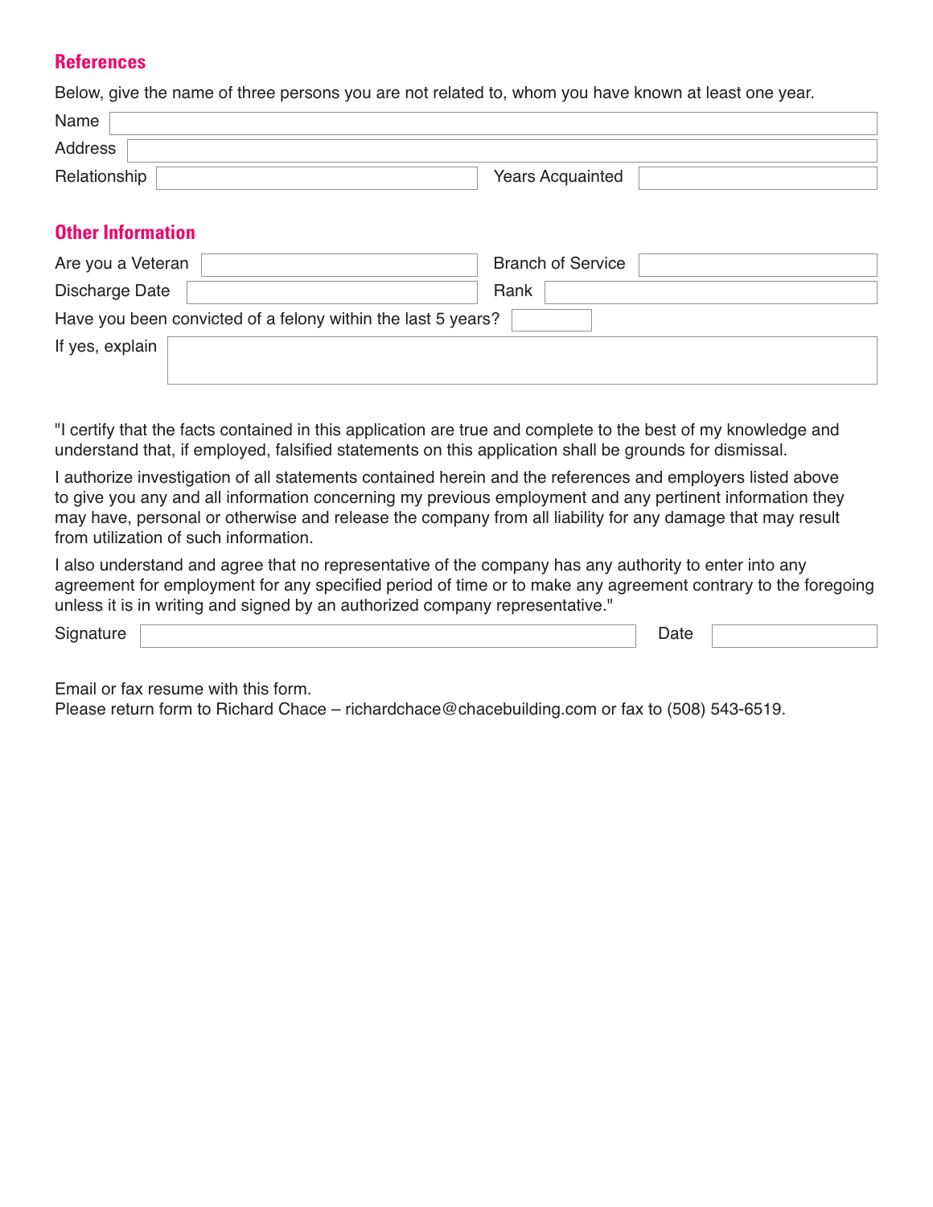## References

Below, give the name of three persons you are not related to, whom you have known at least one year.

Name

Address

Relationship &nbsp;&nbsp;&nbsp;&nbsp; Years Acquainted

## Other Information

Are you a Veteran &nbsp;&nbsp;&nbsp;&nbsp; Branch of Service

Discharge Date &nbsp;&nbsp;&nbsp;&nbsp; Rank

Have you been convicted of a felony within the last 5 years?

If yes, explain

"I certify that the facts contained in this application are true and complete to the best of my knowledge and understand that, if employed, falsified statements on this application shall be grounds for dismissal.

I authorize investigation of all statements contained herein and the references and employers listed above to give you any and all information concerning my previous employment and any pertinent information they may have, personal or otherwise and release the company from all liability for any damage that may result from utilization of such information.

I also understand and agree that no representative of the company has any authority to enter into any agreement for employment for any specified period of time or to make any agreement contrary to the foregoing unless it is in writing and signed by an authorized company representative."

Signature &nbsp;&nbsp;&nbsp;&nbsp; Date

Email or fax resume with this form.
Please return form to Richard Chace – richardchace@chacebuilding.com or fax to (508) 543-6519.